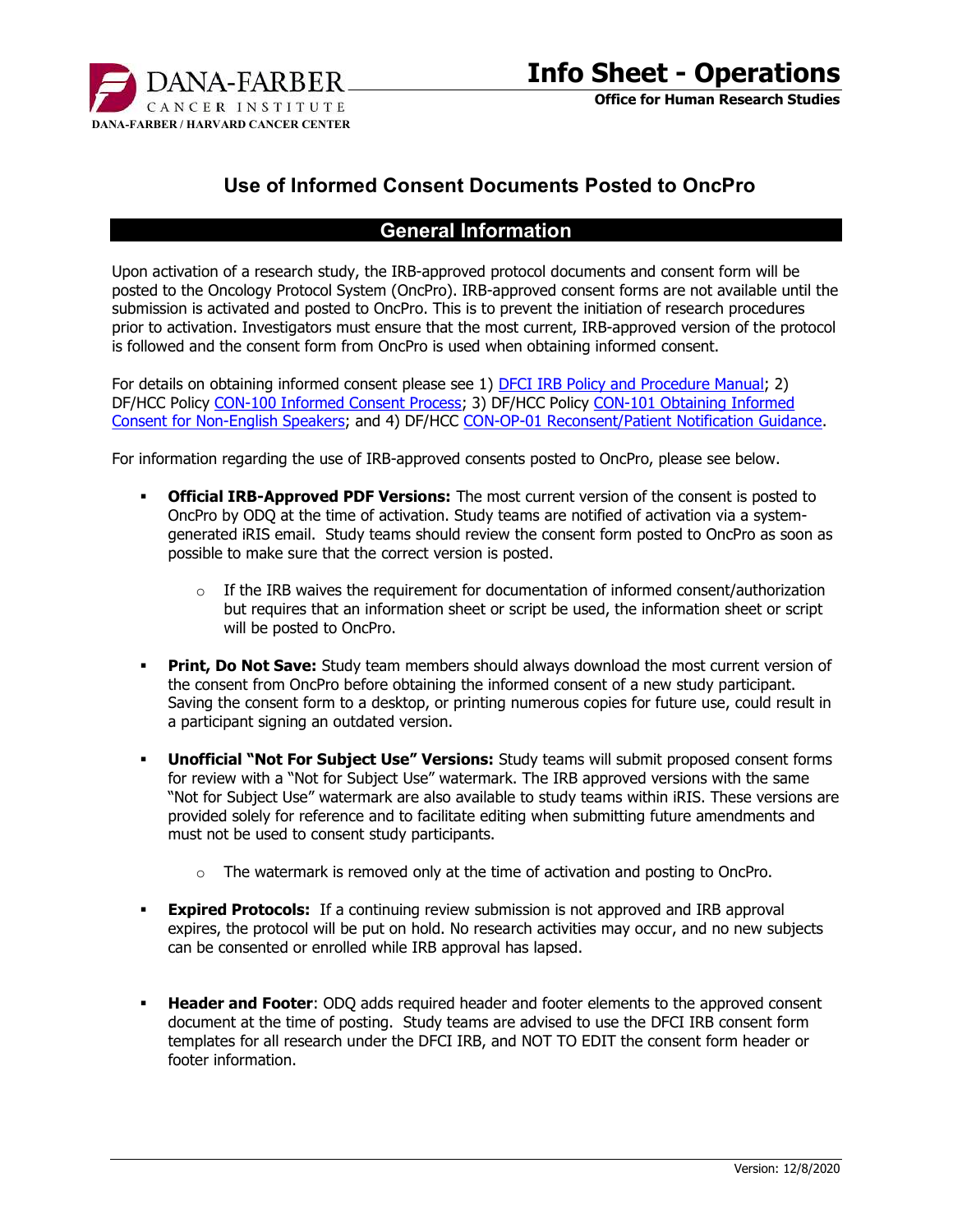# Info Sheet - Operations

**Office for Human Research Studies**

DANA-FARBER CANCER INSTITUTE
DANA-FARBER / HARVARD CANCER CENTER

## Use of Informed Consent Documents Posted to OncPro

## General Information

Upon activation of a research study, the IRB-approved protocol documents and consent form will be posted to the Oncology Protocol System (OncPro). IRB-approved consent forms are not available until the submission is activated and posted to OncPro. This is to prevent the initiation of research procedures prior to activation. Investigators must ensure that the most current, IRB-approved version of the protocol is followed and the consent form from OncPro is used when obtaining informed consent.

For details on obtaining informed consent please see 1) DFCI IRB Policy and Procedure Manual; 2) DF/HCC Policy CON-100 Informed Consent Process; 3) DF/HCC Policy CON-101 Obtaining Informed Consent for Non-English Speakers; and 4) DF/HCC CON-OP-01 Reconsent/Patient Notification Guidance.

For information regarding the use of IRB-approved consents posted to OncPro, please see below.

- **Official IRB-Approved PDF Versions:** The most current version of the consent is posted to OncPro by ODQ at the time of activation. Study teams are notified of activation via a system-generated iRIS email. Study teams should review the consent form posted to OncPro as soon as possible to make sure that the correct version is posted.
  - If the IRB waives the requirement for documentation of informed consent/authorization but requires that an information sheet or script be used, the information sheet or script will be posted to OncPro.
- **Print, Do Not Save:** Study team members should always download the most current version of the consent from OncPro before obtaining the informed consent of a new study participant. Saving the consent form to a desktop, or printing numerous copies for future use, could result in a participant signing an outdated version.
- **Unofficial "Not For Subject Use" Versions:** Study teams will submit proposed consent forms for review with a "Not for Subject Use" watermark. The IRB approved versions with the same "Not for Subject Use" watermark are also available to study teams within iRIS. These versions are provided solely for reference and to facilitate editing when submitting future amendments and must not be used to consent study participants.
  - The watermark is removed only at the time of activation and posting to OncPro.
- **Expired Protocols:** If a continuing review submission is not approved and IRB approval expires, the protocol will be put on hold. No research activities may occur, and no new subjects can be consented or enrolled while IRB approval has lapsed.
- **Header and Footer**: ODQ adds required header and footer elements to the approved consent document at the time of posting. Study teams are advised to use the DFCI IRB consent form templates for all research under the DFCI IRB, and NOT TO EDIT the consent form header or footer information.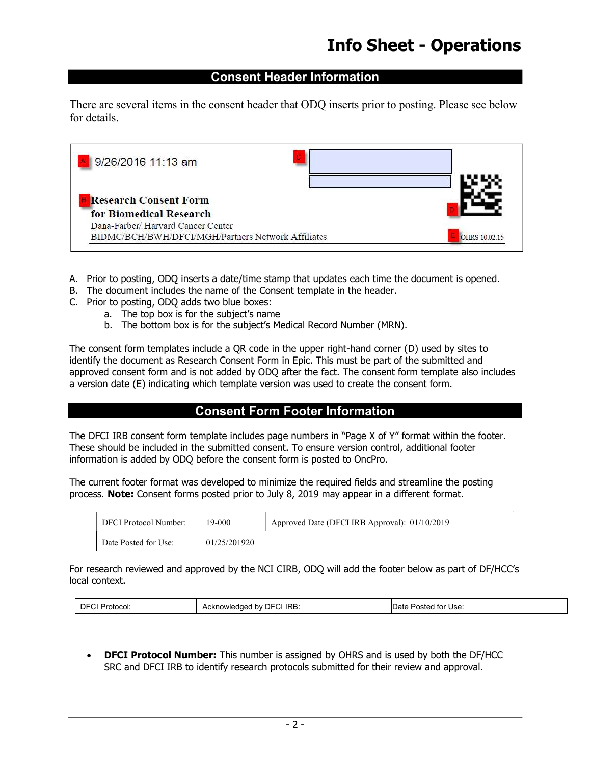# Info Sheet - Operations

## Consent Header Information

There are several items in the consent header that ODQ inserts prior to posting. Please see below for details.

A 9/26/2016 11:13 am

C

B **Research Consent Form**
**for Biomedical Research**
Dana-Farber/ Harvard Cancer Center
BIDMC/BCH/BWH/DFCI/MGH/Partners Network Affiliates

D

E OHRS 10.02.15

A. Prior to posting, ODQ inserts a date/time stamp that updates each time the document is opened.
B. The document includes the name of the Consent template in the header.
C. Prior to posting, ODQ adds two blue boxes:
    a. The top box is for the subject's name
    b. The bottom box is for the subject's Medical Record Number (MRN).

The consent form templates include a QR code in the upper right-hand corner (D) used by sites to identify the document as Research Consent Form in Epic. This must be part of the submitted and approved consent form and is not added by ODQ after the fact. The consent form template also includes a version date (E) indicating which template version was used to create the consent form.

## Consent Form Footer Information

The DFCI IRB consent form template includes page numbers in "Page X of Y" format within the footer. These should be included in the submitted consent. To ensure version control, additional footer information is added by ODQ before the consent form is posted to OncPro.

The current footer format was developed to minimize the required fields and streamline the posting process. **Note:** Consent forms posted prior to July 8, 2019 may appear in a different format.

| | |
|---|---|
| DFCI Protocol Number: 19-000 | Approved Date (DFCI IRB Approval): 01/10/2019 |
| Date Posted for Use: 01/25/201920 | |

For research reviewed and approved by the NCI CIRB, ODQ will add the footer below as part of DF/HCC's local context.

| | | |
|---|---|---|
| DFCI Protocol: | Acknowledged by DFCI IRB: | Date Posted for Use: |

- **DFCI Protocol Number:** This number is assigned by OHRS and is used by both the DF/HCC SRC and DFCI IRB to identify research protocols submitted for their review and approval.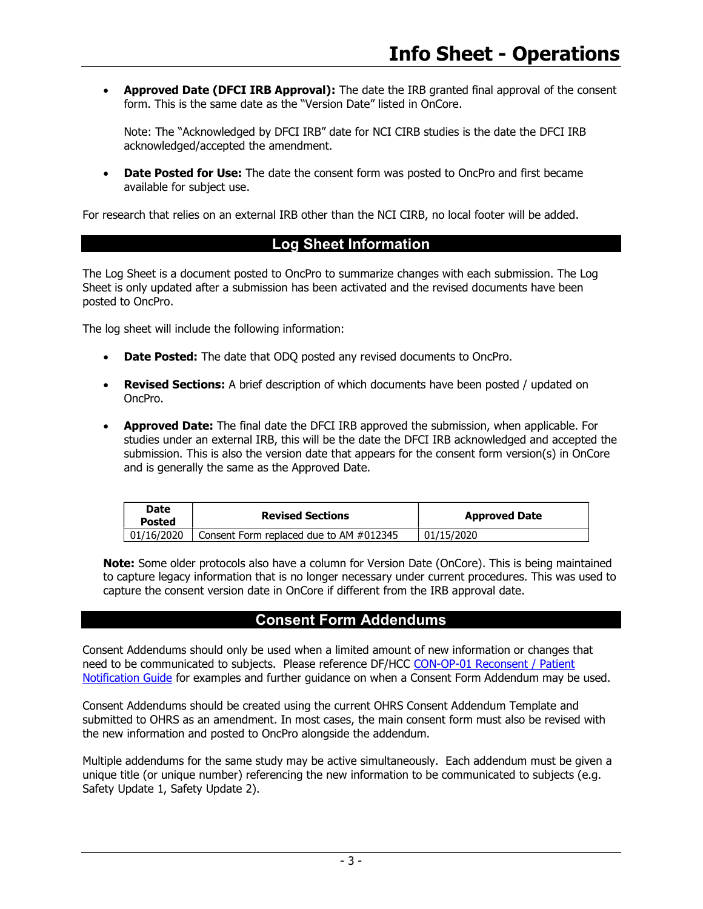- **Approved Date (DFCI IRB Approval):** The date the IRB granted final approval of the consent form. This is the same date as the "Version Date" listed in OnCore.

  Note: The "Acknowledged by DFCI IRB" date for NCI CIRB studies is the date the DFCI IRB acknowledged/accepted the amendment.

- **Date Posted for Use:** The date the consent form was posted to OncPro and first became available for subject use.

For research that relies on an external IRB other than the NCI CIRB, no local footer will be added.

## Log Sheet Information

The Log Sheet is a document posted to OncPro to summarize changes with each submission. The Log Sheet is only updated after a submission has been activated and the revised documents have been posted to OncPro.

The log sheet will include the following information:

- **Date Posted:** The date that ODQ posted any revised documents to OncPro.

- **Revised Sections:** A brief description of which documents have been posted / updated on OncPro.

- **Approved Date:** The final date the DFCI IRB approved the submission, when applicable. For studies under an external IRB, this will be the date the DFCI IRB acknowledged and accepted the submission. This is also the version date that appears for the consent form version(s) in OnCore and is generally the same as the Approved Date.

| Date Posted | Revised Sections | Approved Date |
|---|---|---|
| 01/16/2020 | Consent Form replaced due to AM #012345 | 01/15/2020 |

**Note:** Some older protocols also have a column for Version Date (OnCore). This is being maintained to capture legacy information that is no longer necessary under current procedures. This was used to capture the consent version date in OnCore if different from the IRB approval date.

## Consent Form Addendums

Consent Addendums should only be used when a limited amount of new information or changes that need to be communicated to subjects. Please reference DF/HCC [CON-OP-01 Reconsent / Patient Notification Guide]() for examples and further guidance on when a Consent Form Addendum may be used.

Consent Addendums should be created using the current OHRS Consent Addendum Template and submitted to OHRS as an amendment. In most cases, the main consent form must also be revised with the new information and posted to OncPro alongside the addendum.

Multiple addendums for the same study may be active simultaneously. Each addendum must be given a unique title (or unique number) referencing the new information to be communicated to subjects (e.g. Safety Update 1, Safety Update 2).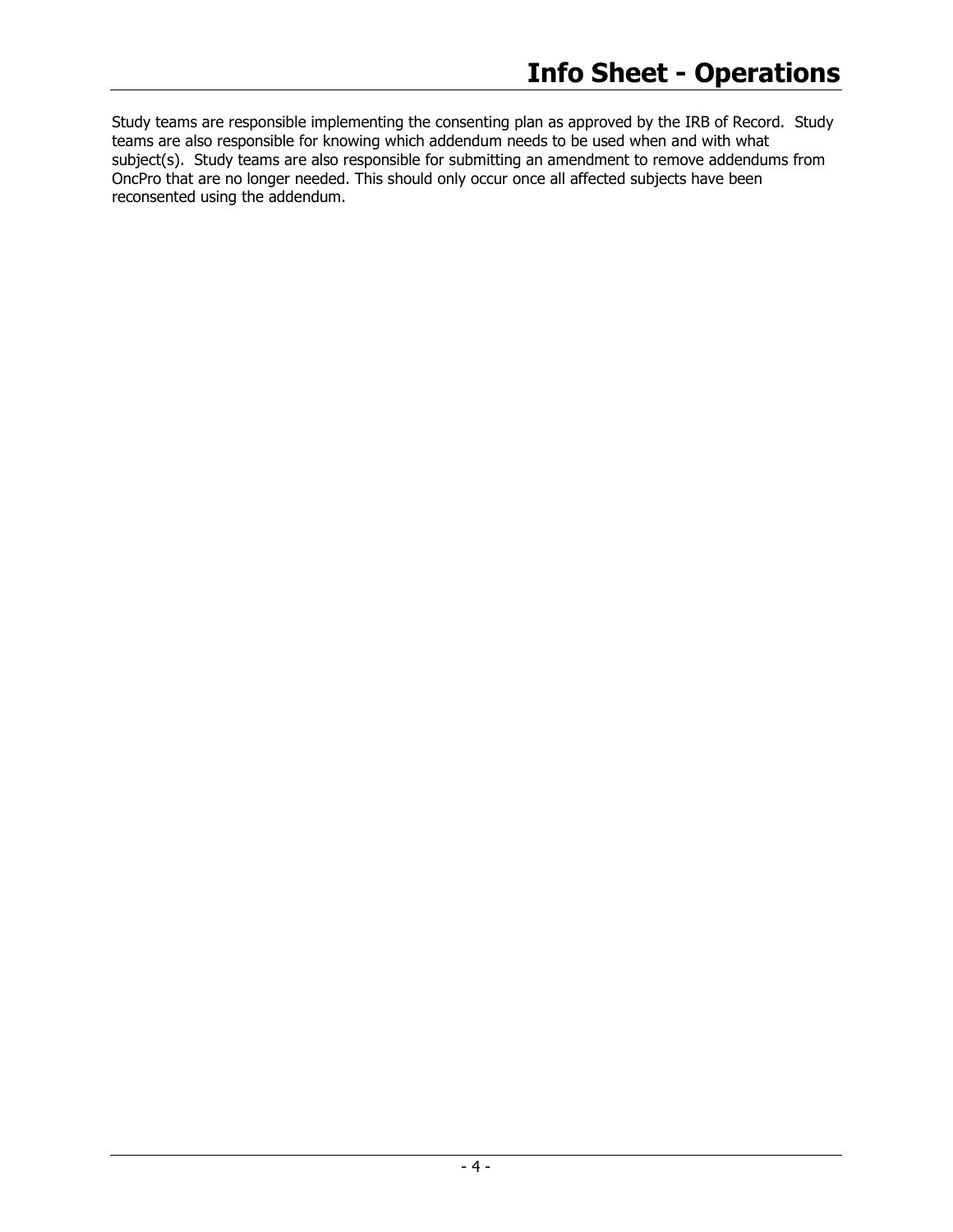Study teams are responsible implementing the consenting plan as approved by the IRB of Record. Study teams are also responsible for knowing which addendum needs to be used when and with what subject(s). Study teams are also responsible for submitting an amendment to remove addendums from OncPro that are no longer needed. This should only occur once all affected subjects have been reconsented using the addendum.